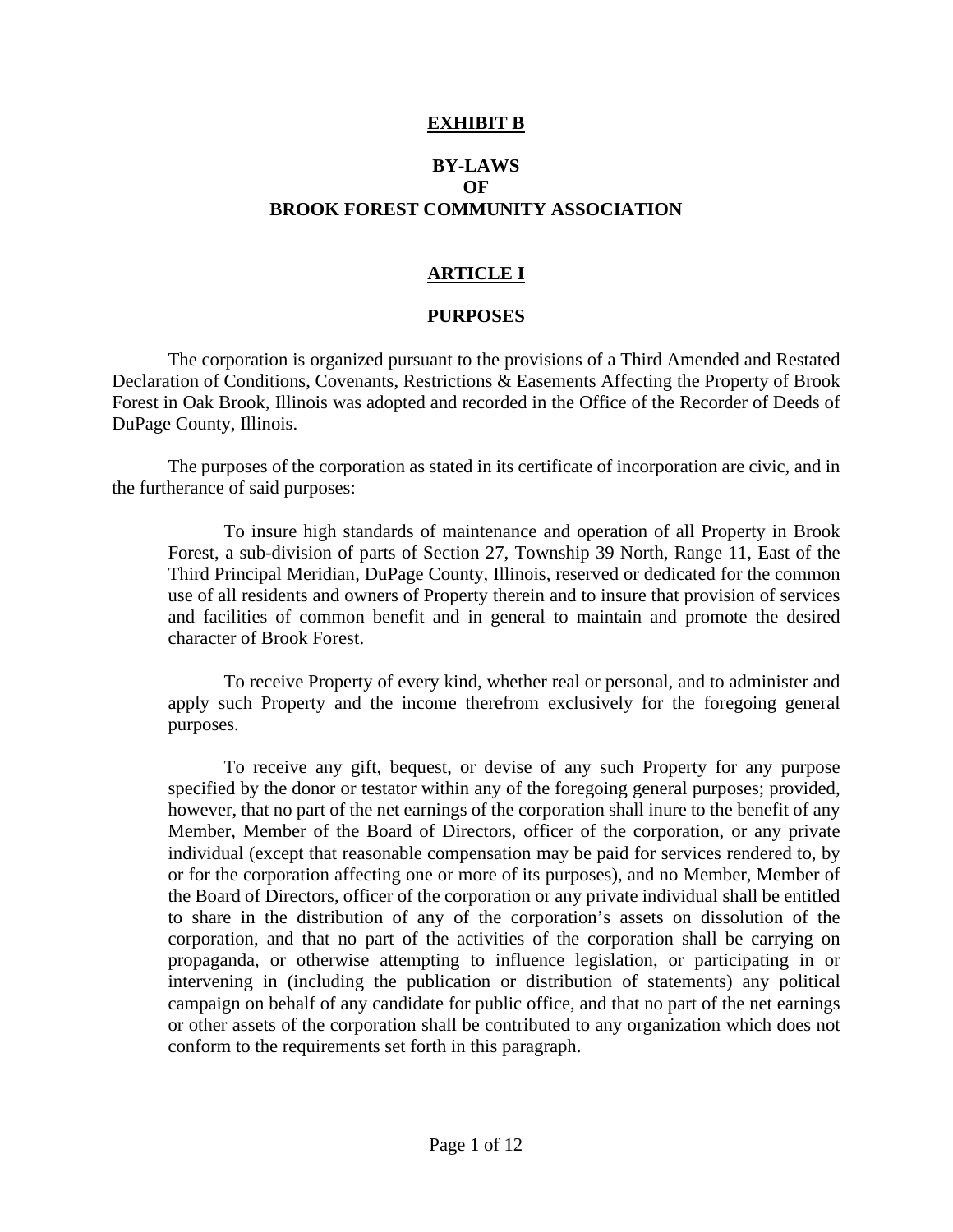**EXHIBIT B**

# BY-LAWS
# OF
# BROOK FOREST COMMUNITY ASSOCIATION

## ARTICLE I

## PURPOSES

The corporation is organized pursuant to the provisions of a Third Amended and Restated Declaration of Conditions, Covenants, Restrictions & Easements Affecting the Property of Brook Forest in Oak Brook, Illinois was adopted and recorded in the Office of the Recorder of Deeds of DuPage County, Illinois.

The purposes of the corporation as stated in its certificate of incorporation are civic, and in the furtherance of said purposes:

> To insure high standards of maintenance and operation of all Property in Brook Forest, a sub-division of parts of Section 27, Township 39 North, Range 11, East of the Third Principal Meridian, DuPage County, Illinois, reserved or dedicated for the common use of all residents and owners of Property therein and to insure that provision of services and facilities of common benefit and in general to maintain and promote the desired character of Brook Forest.
>
> To receive Property of every kind, whether real or personal, and to administer and apply such Property and the income therefrom exclusively for the foregoing general purposes.
>
> To receive any gift, bequest, or devise of any such Property for any purpose specified by the donor or testator within any of the foregoing general purposes; provided, however, that no part of the net earnings of the corporation shall inure to the benefit of any Member, Member of the Board of Directors, officer of the corporation, or any private individual (except that reasonable compensation may be paid for services rendered to, by or for the corporation affecting one or more of its purposes), and no Member, Member of the Board of Directors, officer of the corporation or any private individual shall be entitled to share in the distribution of any of the corporation's assets on dissolution of the corporation, and that no part of the activities of the corporation shall be carrying on propaganda, or otherwise attempting to influence legislation, or participating in or intervening in (including the publication or distribution of statements) any political campaign on behalf of any candidate for public office, and that no part of the net earnings or other assets of the corporation shall be contributed to any organization which does not conform to the requirements set forth in this paragraph.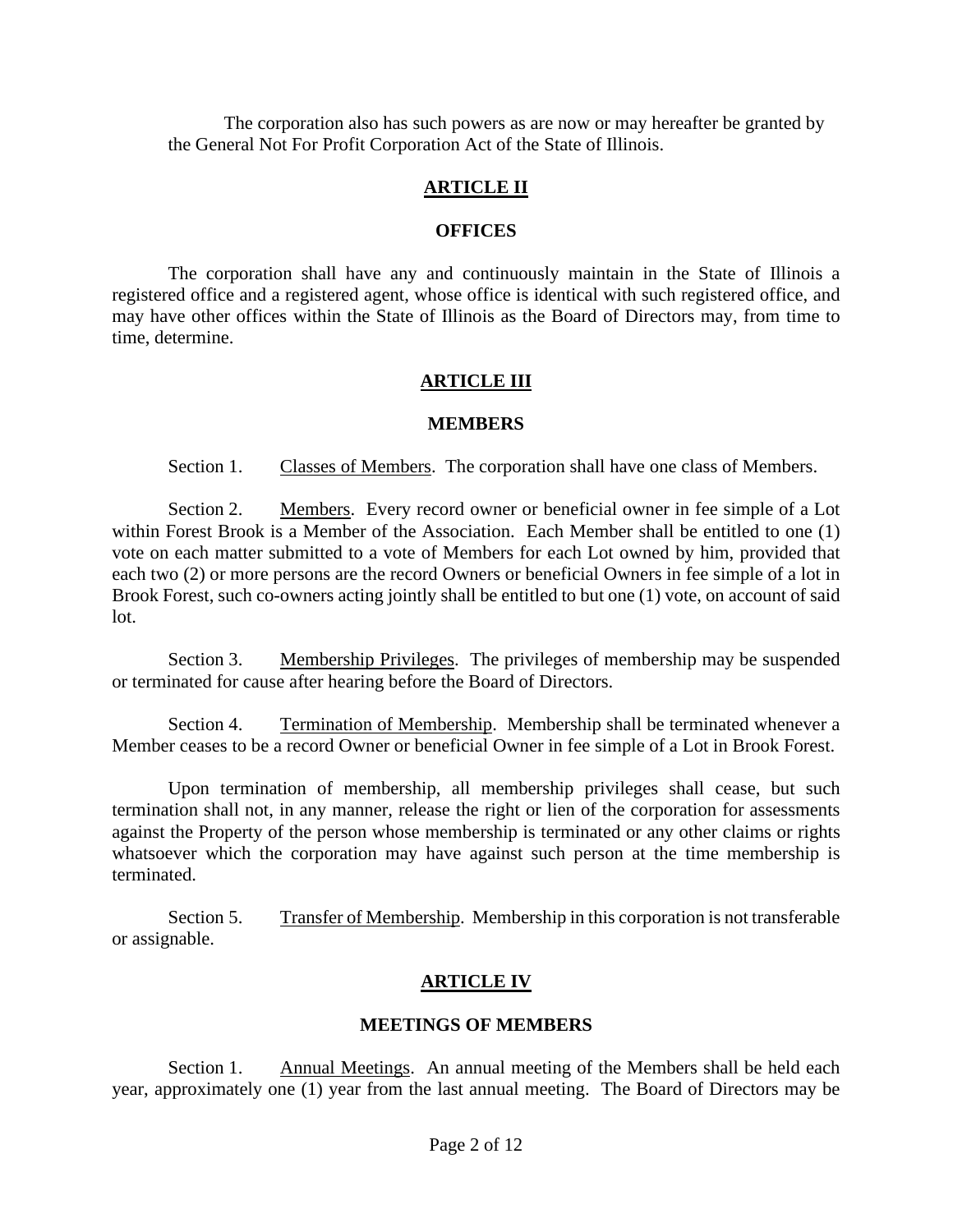The corporation also has such powers as are now or may hereafter be granted by the General Not For Profit Corporation Act of the State of Illinois.

## ARTICLE II

### OFFICES

The corporation shall have any and continuously maintain in the State of Illinois a registered office and a registered agent, whose office is identical with such registered office, and may have other offices within the State of Illinois as the Board of Directors may, from time to time, determine.

## ARTICLE III

### MEMBERS

Section 1. Classes of Members. The corporation shall have one class of Members.

Section 2. Members. Every record owner or beneficial owner in fee simple of a Lot within Forest Brook is a Member of the Association. Each Member shall be entitled to one (1) vote on each matter submitted to a vote of Members for each Lot owned by him, provided that each two (2) or more persons are the record Owners or beneficial Owners in fee simple of a lot in Brook Forest, such co-owners acting jointly shall be entitled to but one (1) vote, on account of said lot.

Section 3. Membership Privileges. The privileges of membership may be suspended or terminated for cause after hearing before the Board of Directors.

Section 4. Termination of Membership. Membership shall be terminated whenever a Member ceases to be a record Owner or beneficial Owner in fee simple of a Lot in Brook Forest.

Upon termination of membership, all membership privileges shall cease, but such termination shall not, in any manner, release the right or lien of the corporation for assessments against the Property of the person whose membership is terminated or any other claims or rights whatsoever which the corporation may have against such person at the time membership is terminated.

Section 5. Transfer of Membership. Membership in this corporation is not transferable or assignable.

## ARTICLE IV

### MEETINGS OF MEMBERS

Section 1. Annual Meetings. An annual meeting of the Members shall be held each year, approximately one (1) year from the last annual meeting. The Board of Directors may be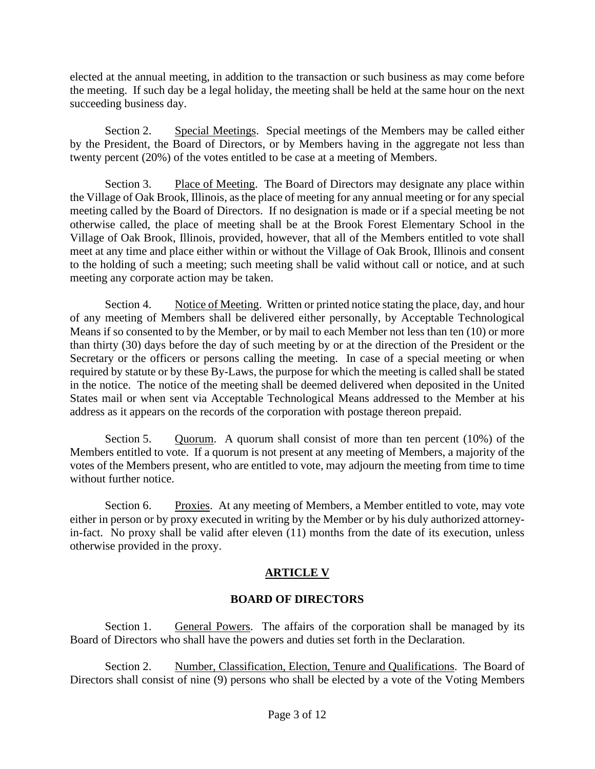elected at the annual meeting, in addition to the transaction or such business as may come before the meeting. If such day be a legal holiday, the meeting shall be held at the same hour on the next succeeding business day.

Section 2. Special Meetings. Special meetings of the Members may be called either by the President, the Board of Directors, or by Members having in the aggregate not less than twenty percent (20%) of the votes entitled to be case at a meeting of Members.

Section 3. Place of Meeting. The Board of Directors may designate any place within the Village of Oak Brook, Illinois, as the place of meeting for any annual meeting or for any special meeting called by the Board of Directors. If no designation is made or if a special meeting be not otherwise called, the place of meeting shall be at the Brook Forest Elementary School in the Village of Oak Brook, Illinois, provided, however, that all of the Members entitled to vote shall meet at any time and place either within or without the Village of Oak Brook, Illinois and consent to the holding of such a meeting; such meeting shall be valid without call or notice, and at such meeting any corporate action may be taken.

Section 4. Notice of Meeting. Written or printed notice stating the place, day, and hour of any meeting of Members shall be delivered either personally, by Acceptable Technological Means if so consented to by the Member, or by mail to each Member not less than ten (10) or more than thirty (30) days before the day of such meeting by or at the direction of the President or the Secretary or the officers or persons calling the meeting. In case of a special meeting or when required by statute or by these By-Laws, the purpose for which the meeting is called shall be stated in the notice. The notice of the meeting shall be deemed delivered when deposited in the United States mail or when sent via Acceptable Technological Means addressed to the Member at his address as it appears on the records of the corporation with postage thereon prepaid.

Section 5. Quorum. A quorum shall consist of more than ten percent (10%) of the Members entitled to vote. If a quorum is not present at any meeting of Members, a majority of the votes of the Members present, who are entitled to vote, may adjourn the meeting from time to time without further notice.

Section 6. Proxies. At any meeting of Members, a Member entitled to vote, may vote either in person or by proxy executed in writing by the Member or by his duly authorized attorney-in-fact. No proxy shall be valid after eleven (11) months from the date of its execution, unless otherwise provided in the proxy.

## ARTICLE V

## BOARD OF DIRECTORS

Section 1. General Powers. The affairs of the corporation shall be managed by its Board of Directors who shall have the powers and duties set forth in the Declaration.

Section 2. Number, Classification, Election, Tenure and Qualifications. The Board of Directors shall consist of nine (9) persons who shall be elected by a vote of the Voting Members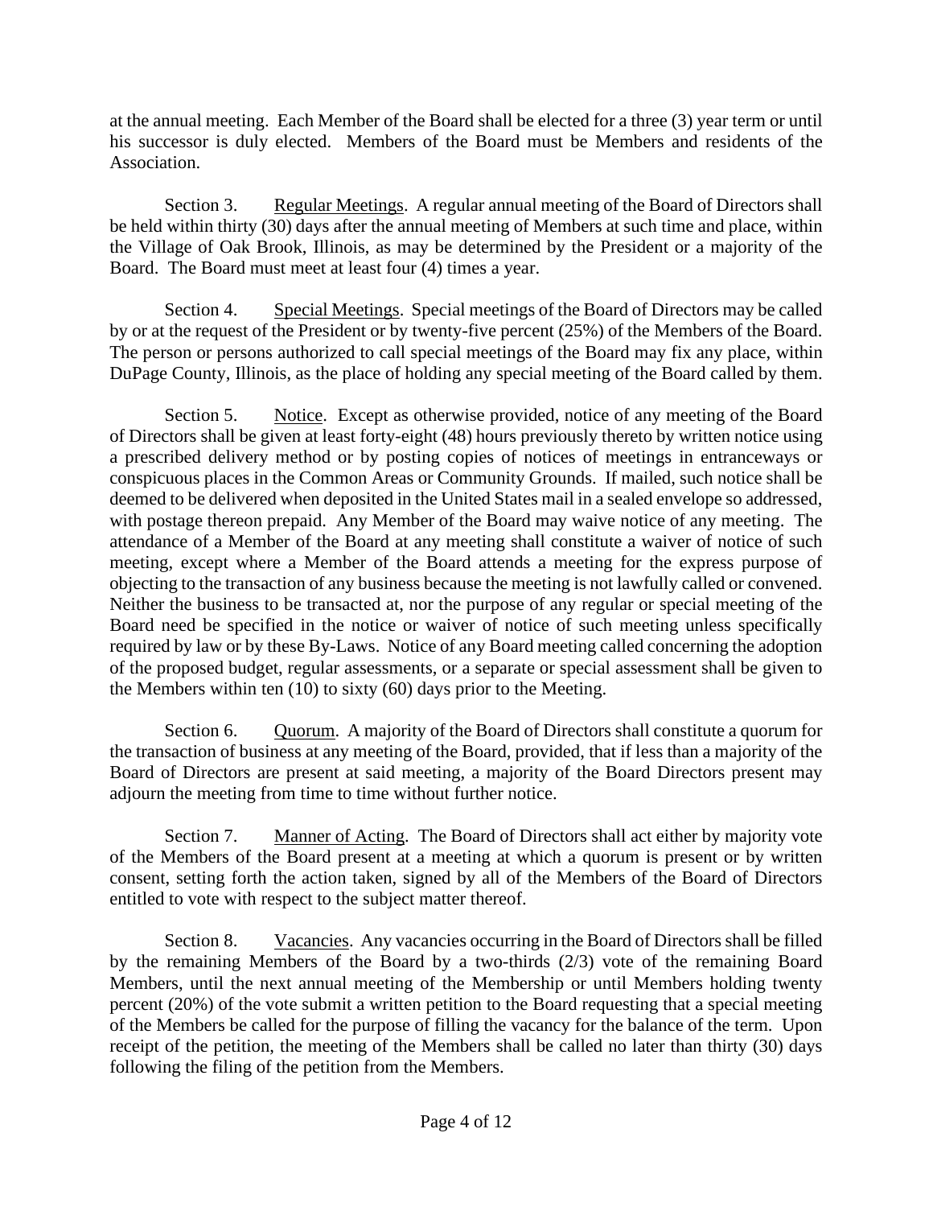at the annual meeting. Each Member of the Board shall be elected for a three (3) year term or until his successor is duly elected. Members of the Board must be Members and residents of the Association.

Section 3. Regular Meetings. A regular annual meeting of the Board of Directors shall be held within thirty (30) days after the annual meeting of Members at such time and place, within the Village of Oak Brook, Illinois, as may be determined by the President or a majority of the Board. The Board must meet at least four (4) times a year.

Section 4. Special Meetings. Special meetings of the Board of Directors may be called by or at the request of the President or by twenty-five percent (25%) of the Members of the Board. The person or persons authorized to call special meetings of the Board may fix any place, within DuPage County, Illinois, as the place of holding any special meeting of the Board called by them.

Section 5. Notice. Except as otherwise provided, notice of any meeting of the Board of Directors shall be given at least forty-eight (48) hours previously thereto by written notice using a prescribed delivery method or by posting copies of notices of meetings in entranceways or conspicuous places in the Common Areas or Community Grounds. If mailed, such notice shall be deemed to be delivered when deposited in the United States mail in a sealed envelope so addressed, with postage thereon prepaid. Any Member of the Board may waive notice of any meeting. The attendance of a Member of the Board at any meeting shall constitute a waiver of notice of such meeting, except where a Member of the Board attends a meeting for the express purpose of objecting to the transaction of any business because the meeting is not lawfully called or convened. Neither the business to be transacted at, nor the purpose of any regular or special meeting of the Board need be specified in the notice or waiver of notice of such meeting unless specifically required by law or by these By-Laws. Notice of any Board meeting called concerning the adoption of the proposed budget, regular assessments, or a separate or special assessment shall be given to the Members within ten (10) to sixty (60) days prior to the Meeting.

Section 6. Quorum. A majority of the Board of Directors shall constitute a quorum for the transaction of business at any meeting of the Board, provided, that if less than a majority of the Board of Directors are present at said meeting, a majority of the Board Directors present may adjourn the meeting from time to time without further notice.

Section 7. Manner of Acting. The Board of Directors shall act either by majority vote of the Members of the Board present at a meeting at which a quorum is present or by written consent, setting forth the action taken, signed by all of the Members of the Board of Directors entitled to vote with respect to the subject matter thereof.

Section 8. Vacancies. Any vacancies occurring in the Board of Directors shall be filled by the remaining Members of the Board by a two-thirds (2/3) vote of the remaining Board Members, until the next annual meeting of the Membership or until Members holding twenty percent (20%) of the vote submit a written petition to the Board requesting that a special meeting of the Members be called for the purpose of filling the vacancy for the balance of the term. Upon receipt of the petition, the meeting of the Members shall be called no later than thirty (30) days following the filing of the petition from the Members.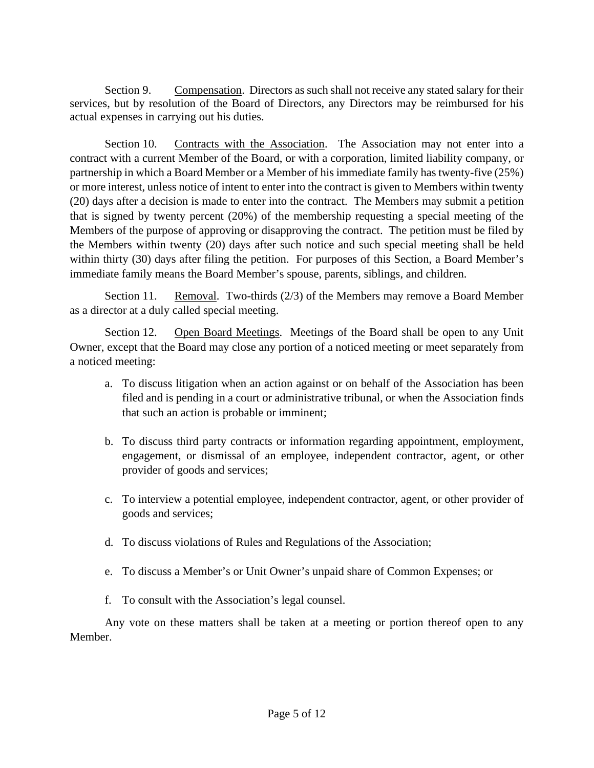Section 9. Compensation. Directors as such shall not receive any stated salary for their services, but by resolution of the Board of Directors, any Directors may be reimbursed for his actual expenses in carrying out his duties.

Section 10. Contracts with the Association. The Association may not enter into a contract with a current Member of the Board, or with a corporation, limited liability company, or partnership in which a Board Member or a Member of his immediate family has twenty-five (25%) or more interest, unless notice of intent to enter into the contract is given to Members within twenty (20) days after a decision is made to enter into the contract. The Members may submit a petition that is signed by twenty percent (20%) of the membership requesting a special meeting of the Members of the purpose of approving or disapproving the contract. The petition must be filed by the Members within twenty (20) days after such notice and such special meeting shall be held within thirty (30) days after filing the petition. For purposes of this Section, a Board Member's immediate family means the Board Member's spouse, parents, siblings, and children.

Section 11. Removal. Two-thirds (2/3) of the Members may remove a Board Member as a director at a duly called special meeting.

Section 12. Open Board Meetings. Meetings of the Board shall be open to any Unit Owner, except that the Board may close any portion of a noticed meeting or meet separately from a noticed meeting:

a. To discuss litigation when an action against or on behalf of the Association has been filed and is pending in a court or administrative tribunal, or when the Association finds that such an action is probable or imminent;

b. To discuss third party contracts or information regarding appointment, employment, engagement, or dismissal of an employee, independent contractor, agent, or other provider of goods and services;

c. To interview a potential employee, independent contractor, agent, or other provider of goods and services;

d. To discuss violations of Rules and Regulations of the Association;

e. To discuss a Member's or Unit Owner's unpaid share of Common Expenses; or

f. To consult with the Association's legal counsel.

Any vote on these matters shall be taken at a meeting or portion thereof open to any Member.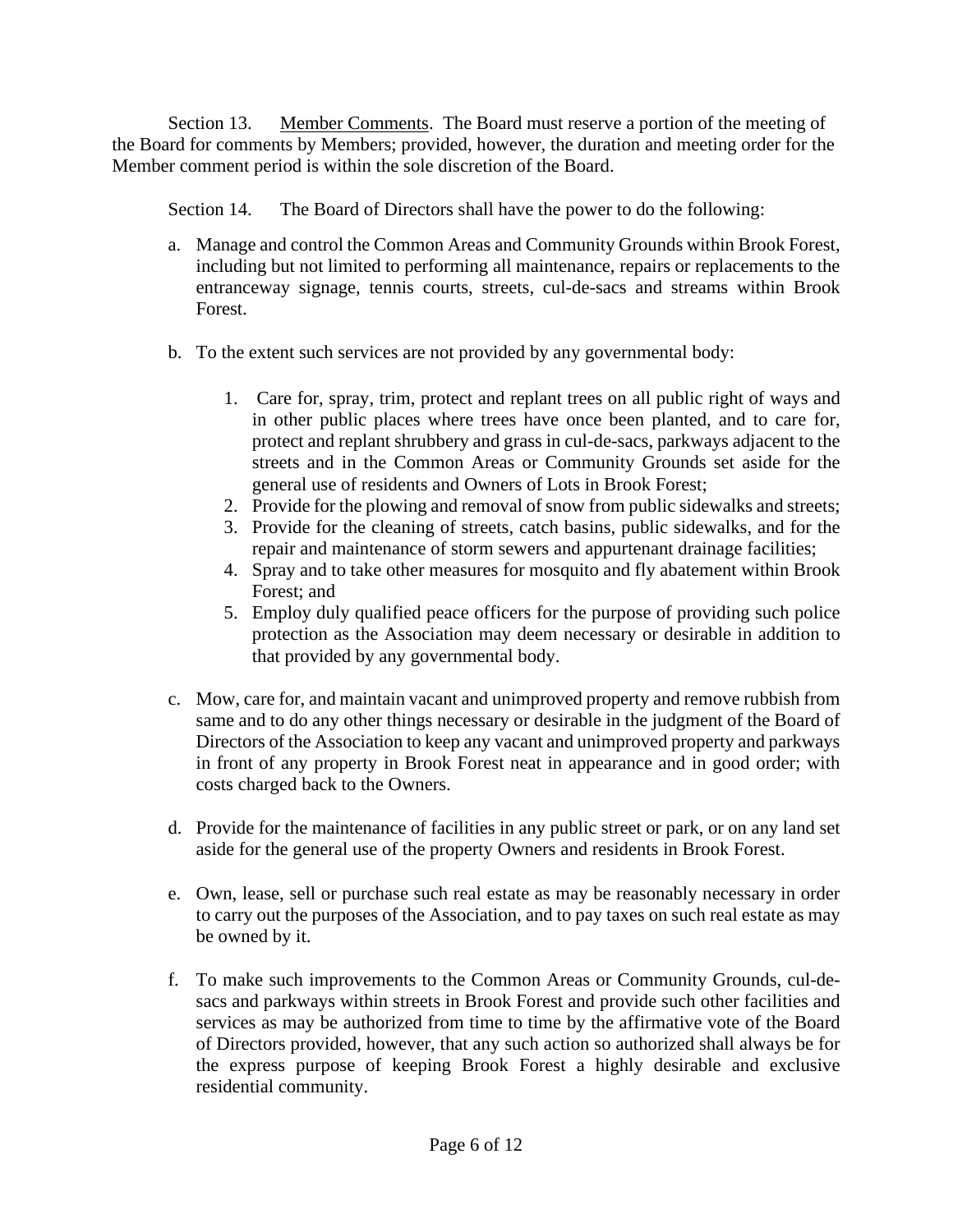Section 13. Member Comments. The Board must reserve a portion of the meeting of the Board for comments by Members; provided, however, the duration and meeting order for the Member comment period is within the sole discretion of the Board.

Section 14. The Board of Directors shall have the power to do the following:

a. Manage and control the Common Areas and Community Grounds within Brook Forest, including but not limited to performing all maintenance, repairs or replacements to the entranceway signage, tennis courts, streets, cul-de-sacs and streams within Brook Forest.

b. To the extent such services are not provided by any governmental body:

   1. Care for, spray, trim, protect and replant trees on all public right of ways and in other public places where trees have once been planted, and to care for, protect and replant shrubbery and grass in cul-de-sacs, parkways adjacent to the streets and in the Common Areas or Community Grounds set aside for the general use of residents and Owners of Lots in Brook Forest;
   2. Provide for the plowing and removal of snow from public sidewalks and streets;
   3. Provide for the cleaning of streets, catch basins, public sidewalks, and for the repair and maintenance of storm sewers and appurtenant drainage facilities;
   4. Spray and to take other measures for mosquito and fly abatement within Brook Forest; and
   5. Employ duly qualified peace officers for the purpose of providing such police protection as the Association may deem necessary or desirable in addition to that provided by any governmental body.

c. Mow, care for, and maintain vacant and unimproved property and remove rubbish from same and to do any other things necessary or desirable in the judgment of the Board of Directors of the Association to keep any vacant and unimproved property and parkways in front of any property in Brook Forest neat in appearance and in good order; with costs charged back to the Owners.

d. Provide for the maintenance of facilities in any public street or park, or on any land set aside for the general use of the property Owners and residents in Brook Forest.

e. Own, lease, sell or purchase such real estate as may be reasonably necessary in order to carry out the purposes of the Association, and to pay taxes on such real estate as may be owned by it.

f. To make such improvements to the Common Areas or Community Grounds, cul-de-sacs and parkways within streets in Brook Forest and provide such other facilities and services as may be authorized from time to time by the affirmative vote of the Board of Directors provided, however, that any such action so authorized shall always be for the express purpose of keeping Brook Forest a highly desirable and exclusive residential community.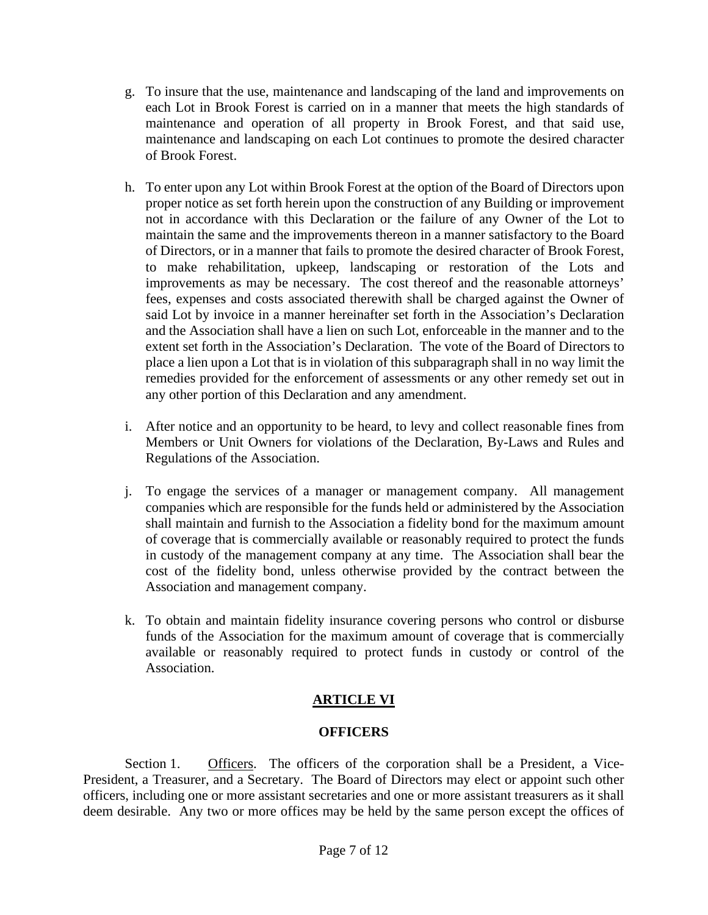g. To insure that the use, maintenance and landscaping of the land and improvements on each Lot in Brook Forest is carried on in a manner that meets the high standards of maintenance and operation of all property in Brook Forest, and that said use, maintenance and landscaping on each Lot continues to promote the desired character of Brook Forest.

h. To enter upon any Lot within Brook Forest at the option of the Board of Directors upon proper notice as set forth herein upon the construction of any Building or improvement not in accordance with this Declaration or the failure of any Owner of the Lot to maintain the same and the improvements thereon in a manner satisfactory to the Board of Directors, or in a manner that fails to promote the desired character of Brook Forest, to make rehabilitation, upkeep, landscaping or restoration of the Lots and improvements as may be necessary. The cost thereof and the reasonable attorneys' fees, expenses and costs associated therewith shall be charged against the Owner of said Lot by invoice in a manner hereinafter set forth in the Association's Declaration and the Association shall have a lien on such Lot, enforceable in the manner and to the extent set forth in the Association's Declaration. The vote of the Board of Directors to place a lien upon a Lot that is in violation of this subparagraph shall in no way limit the remedies provided for the enforcement of assessments or any other remedy set out in any other portion of this Declaration and any amendment.

i. After notice and an opportunity to be heard, to levy and collect reasonable fines from Members or Unit Owners for violations of the Declaration, By-Laws and Rules and Regulations of the Association.

j. To engage the services of a manager or management company. All management companies which are responsible for the funds held or administered by the Association shall maintain and furnish to the Association a fidelity bond for the maximum amount of coverage that is commercially available or reasonably required to protect the funds in custody of the management company at any time. The Association shall bear the cost of the fidelity bond, unless otherwise provided by the contract between the Association and management company.

k. To obtain and maintain fidelity insurance covering persons who control or disburse funds of the Association for the maximum amount of coverage that is commercially available or reasonably required to protect funds in custody or control of the Association.

## ARTICLE VI

## OFFICERS

Section 1. Officers. The officers of the corporation shall be a President, a Vice-President, a Treasurer, and a Secretary. The Board of Directors may elect or appoint such other officers, including one or more assistant secretaries and one or more assistant treasurers as it shall deem desirable. Any two or more offices may be held by the same person except the offices of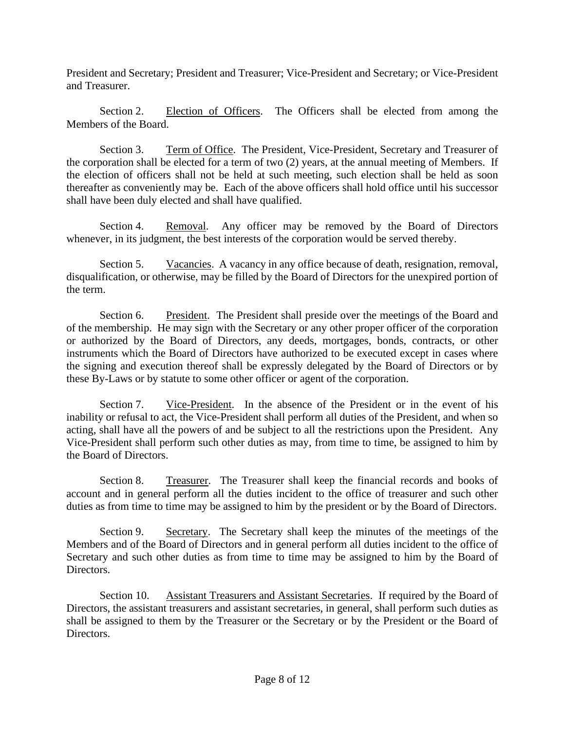President and Secretary; President and Treasurer; Vice-President and Secretary; or Vice-President and Treasurer.

Section 2. Election of Officers. The Officers shall be elected from among the Members of the Board.

Section 3. Term of Office. The President, Vice-President, Secretary and Treasurer of the corporation shall be elected for a term of two (2) years, at the annual meeting of Members. If the election of officers shall not be held at such meeting, such election shall be held as soon thereafter as conveniently may be. Each of the above officers shall hold office until his successor shall have been duly elected and shall have qualified.

Section 4. Removal. Any officer may be removed by the Board of Directors whenever, in its judgment, the best interests of the corporation would be served thereby.

Section 5. Vacancies. A vacancy in any office because of death, resignation, removal, disqualification, or otherwise, may be filled by the Board of Directors for the unexpired portion of the term.

Section 6. President. The President shall preside over the meetings of the Board and of the membership. He may sign with the Secretary or any other proper officer of the corporation or authorized by the Board of Directors, any deeds, mortgages, bonds, contracts, or other instruments which the Board of Directors have authorized to be executed except in cases where the signing and execution thereof shall be expressly delegated by the Board of Directors or by these By-Laws or by statute to some other officer or agent of the corporation.

Section 7. Vice-President. In the absence of the President or in the event of his inability or refusal to act, the Vice-President shall perform all duties of the President, and when so acting, shall have all the powers of and be subject to all the restrictions upon the President. Any Vice-President shall perform such other duties as may, from time to time, be assigned to him by the Board of Directors.

Section 8. Treasurer. The Treasurer shall keep the financial records and books of account and in general perform all the duties incident to the office of treasurer and such other duties as from time to time may be assigned to him by the president or by the Board of Directors.

Section 9. Secretary. The Secretary shall keep the minutes of the meetings of the Members and of the Board of Directors and in general perform all duties incident to the office of Secretary and such other duties as from time to time may be assigned to him by the Board of Directors.

Section 10. Assistant Treasurers and Assistant Secretaries. If required by the Board of Directors, the assistant treasurers and assistant secretaries, in general, shall perform such duties as shall be assigned to them by the Treasurer or the Secretary or by the President or the Board of Directors.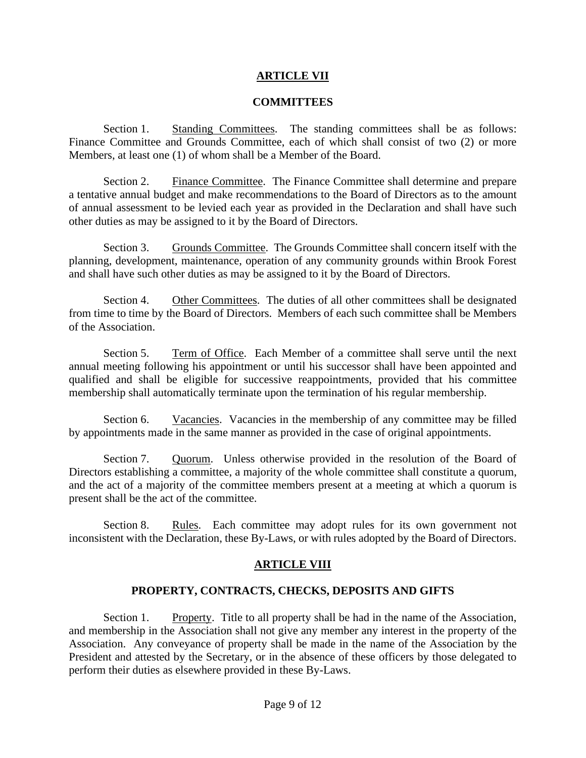## ARTICLE VII

### COMMITTEES

Section 1. Standing Committees. The standing committees shall be as follows: Finance Committee and Grounds Committee, each of which shall consist of two (2) or more Members, at least one (1) of whom shall be a Member of the Board.

Section 2. Finance Committee. The Finance Committee shall determine and prepare a tentative annual budget and make recommendations to the Board of Directors as to the amount of annual assessment to be levied each year as provided in the Declaration and shall have such other duties as may be assigned to it by the Board of Directors.

Section 3. Grounds Committee. The Grounds Committee shall concern itself with the planning, development, maintenance, operation of any community grounds within Brook Forest and shall have such other duties as may be assigned to it by the Board of Directors.

Section 4. Other Committees. The duties of all other committees shall be designated from time to time by the Board of Directors. Members of each such committee shall be Members of the Association.

Section 5. Term of Office. Each Member of a committee shall serve until the next annual meeting following his appointment or until his successor shall have been appointed and qualified and shall be eligible for successive reappointments, provided that his committee membership shall automatically terminate upon the termination of his regular membership.

Section 6. Vacancies. Vacancies in the membership of any committee may be filled by appointments made in the same manner as provided in the case of original appointments.

Section 7. Quorum. Unless otherwise provided in the resolution of the Board of Directors establishing a committee, a majority of the whole committee shall constitute a quorum, and the act of a majority of the committee members present at a meeting at which a quorum is present shall be the act of the committee.

Section 8. Rules. Each committee may adopt rules for its own government not inconsistent with the Declaration, these By-Laws, or with rules adopted by the Board of Directors.

## ARTICLE VIII

### PROPERTY, CONTRACTS, CHECKS, DEPOSITS AND GIFTS

Section 1. Property. Title to all property shall be had in the name of the Association, and membership in the Association shall not give any member any interest in the property of the Association. Any conveyance of property shall be made in the name of the Association by the President and attested by the Secretary, or in the absence of these officers by those delegated to perform their duties as elsewhere provided in these By-Laws.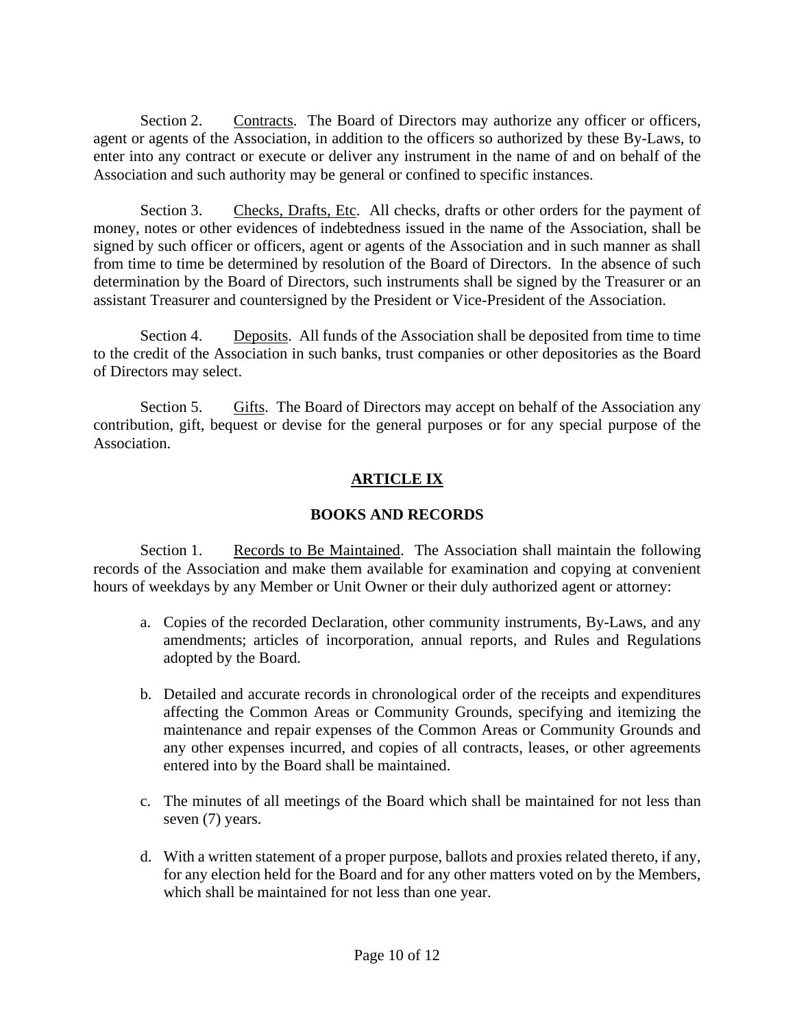Section 2. Contracts. The Board of Directors may authorize any officer or officers, agent or agents of the Association, in addition to the officers so authorized by these By-Laws, to enter into any contract or execute or deliver any instrument in the name of and on behalf of the Association and such authority may be general or confined to specific instances.

Section 3. Checks, Drafts, Etc. All checks, drafts or other orders for the payment of money, notes or other evidences of indebtedness issued in the name of the Association, shall be signed by such officer or officers, agent or agents of the Association and in such manner as shall from time to time be determined by resolution of the Board of Directors. In the absence of such determination by the Board of Directors, such instruments shall be signed by the Treasurer or an assistant Treasurer and countersigned by the President or Vice-President of the Association.

Section 4. Deposits. All funds of the Association shall be deposited from time to time to the credit of the Association in such banks, trust companies or other depositories as the Board of Directors may select.

Section 5. Gifts. The Board of Directors may accept on behalf of the Association any contribution, gift, bequest or devise for the general purposes or for any special purpose of the Association.

## ARTICLE IX

## BOOKS AND RECORDS

Section 1. Records to Be Maintained. The Association shall maintain the following records of the Association and make them available for examination and copying at convenient hours of weekdays by any Member or Unit Owner or their duly authorized agent or attorney:

a. Copies of the recorded Declaration, other community instruments, By-Laws, and any amendments; articles of incorporation, annual reports, and Rules and Regulations adopted by the Board.

b. Detailed and accurate records in chronological order of the receipts and expenditures affecting the Common Areas or Community Grounds, specifying and itemizing the maintenance and repair expenses of the Common Areas or Community Grounds and any other expenses incurred, and copies of all contracts, leases, or other agreements entered into by the Board shall be maintained.

c. The minutes of all meetings of the Board which shall be maintained for not less than seven (7) years.

d. With a written statement of a proper purpose, ballots and proxies related thereto, if any, for any election held for the Board and for any other matters voted on by the Members, which shall be maintained for not less than one year.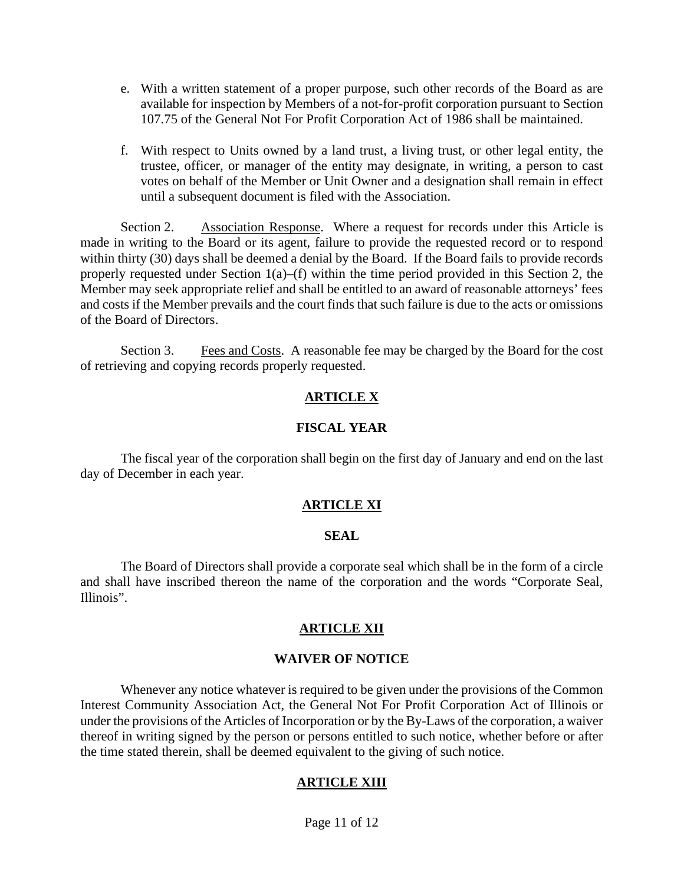e. With a written statement of a proper purpose, such other records of the Board as are available for inspection by Members of a not-for-profit corporation pursuant to Section 107.75 of the General Not For Profit Corporation Act of 1986 shall be maintained.

f. With respect to Units owned by a land trust, a living trust, or other legal entity, the trustee, officer, or manager of the entity may designate, in writing, a person to cast votes on behalf of the Member or Unit Owner and a designation shall remain in effect until a subsequent document is filed with the Association.

Section 2. Association Response. Where a request for records under this Article is made in writing to the Board or its agent, failure to provide the requested record or to respond within thirty (30) days shall be deemed a denial by the Board. If the Board fails to provide records properly requested under Section 1(a)–(f) within the time period provided in this Section 2, the Member may seek appropriate relief and shall be entitled to an award of reasonable attorneys' fees and costs if the Member prevails and the court finds that such failure is due to the acts or omissions of the Board of Directors.

Section 3. Fees and Costs. A reasonable fee may be charged by the Board for the cost of retrieving and copying records properly requested.

## ARTICLE X

## FISCAL YEAR

The fiscal year of the corporation shall begin on the first day of January and end on the last day of December in each year.

## ARTICLE XI

## SEAL

The Board of Directors shall provide a corporate seal which shall be in the form of a circle and shall have inscribed thereon the name of the corporation and the words "Corporate Seal, Illinois".

## ARTICLE XII

## WAIVER OF NOTICE

Whenever any notice whatever is required to be given under the provisions of the Common Interest Community Association Act, the General Not For Profit Corporation Act of Illinois or under the provisions of the Articles of Incorporation or by the By-Laws of the corporation, a waiver thereof in writing signed by the person or persons entitled to such notice, whether before or after the time stated therein, shall be deemed equivalent to the giving of such notice.

## ARTICLE XIII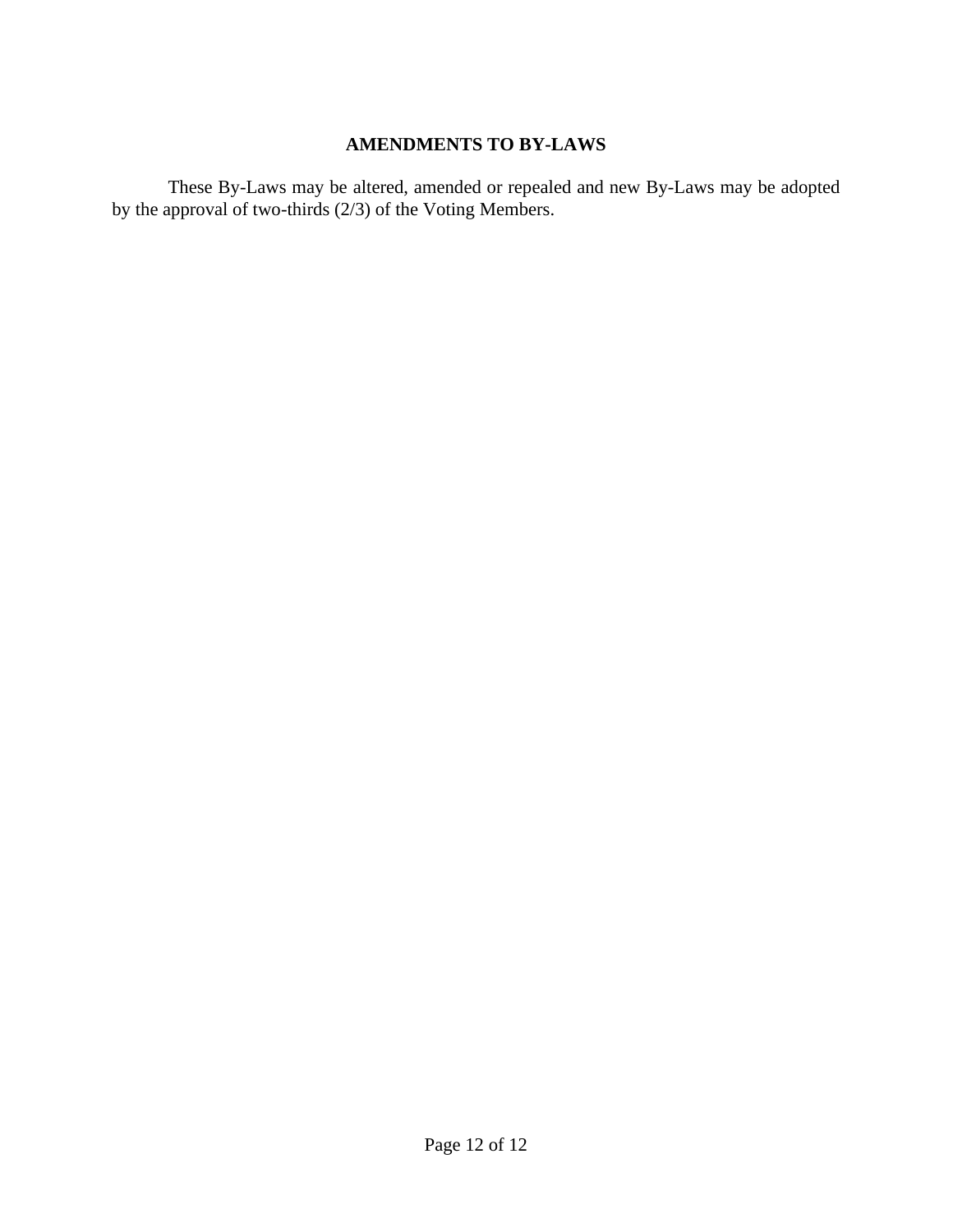## AMENDMENTS TO BY-LAWS

These By-Laws may be altered, amended or repealed and new By-Laws may be adopted by the approval of two-thirds (2/3) of the Voting Members.